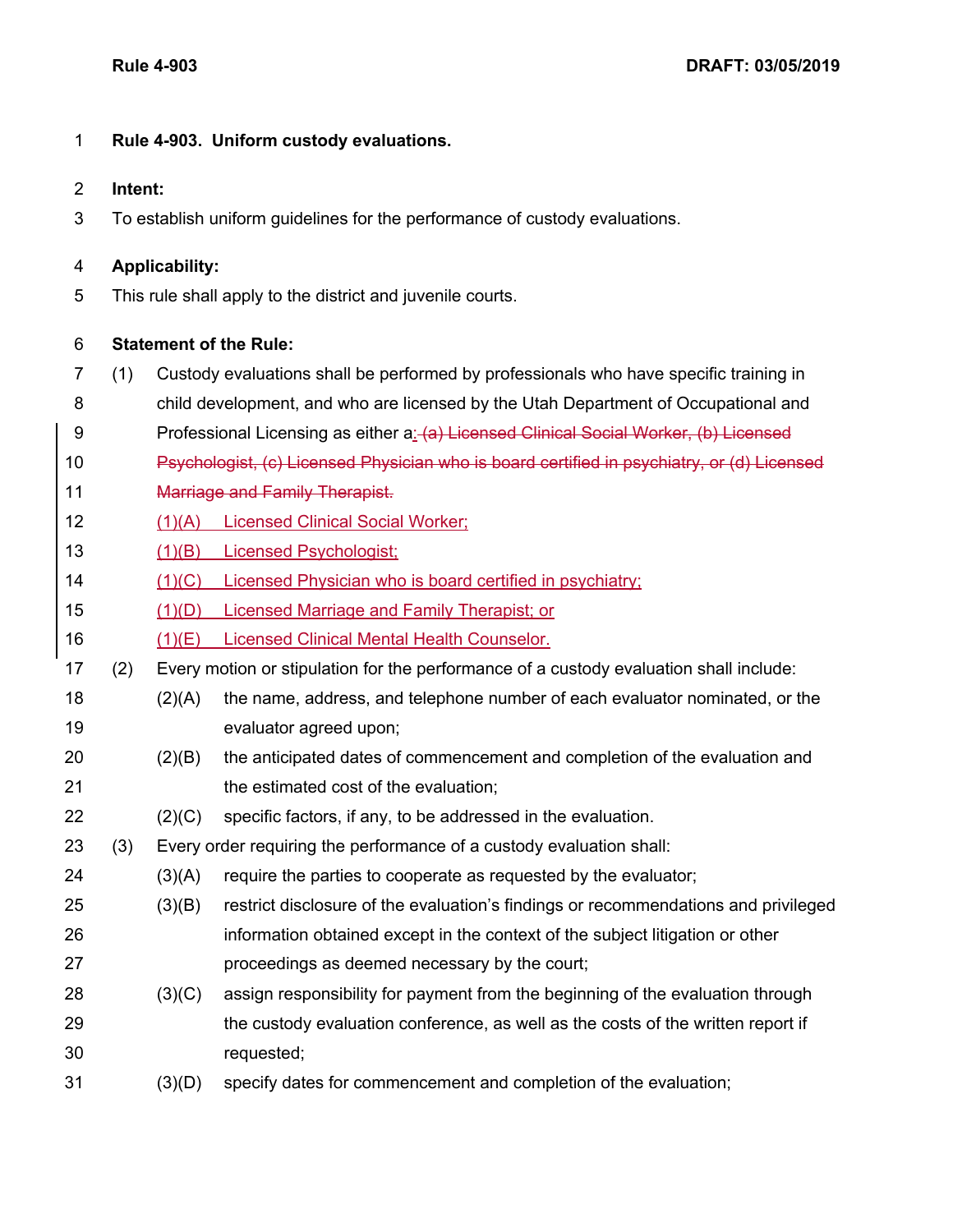**Rule 4-903. Uniform custody evaluations.**

**Intent:**

To establish uniform guidelines for the performance of custody evaluations.

**Applicability:**

This rule shall apply to the district and juvenile courts.

**Statement of the Rule:**

(1) Custody evaluations shall be performed by professionals who have specific training in child development, and who are licensed by the Utah Department of Occupational and Professional Licensing as either a: ~~. (a) Licensed Clinical Social Worker, (b) Licensed Psychologist, (c) Licensed Physician who is board certified in psychiatry, or (d) Licensed Marriage and Family Therapist.~~

- (1)(A) Licensed Clinical Social Worker;
- (1)(B) Licensed Psychologist;
- (1)(C) Licensed Physician who is board certified in psychiatry;
- (1)(D) Licensed Marriage and Family Therapist; or
- (1)(E) Licensed Clinical Mental Health Counselor.

(2) Every motion or stipulation for the performance of a custody evaluation shall include:

- (2)(A) the name, address, and telephone number of each evaluator nominated, or the evaluator agreed upon;
- (2)(B) the anticipated dates of commencement and completion of the evaluation and the estimated cost of the evaluation;
- (2)(C) specific factors, if any, to be addressed in the evaluation.

(3) Every order requiring the performance of a custody evaluation shall:

- (3)(A) require the parties to cooperate as requested by the evaluator;
- (3)(B) restrict disclosure of the evaluation's findings or recommendations and privileged information obtained except in the context of the subject litigation or other proceedings as deemed necessary by the court;
- (3)(C) assign responsibility for payment from the beginning of the evaluation through the custody evaluation conference, as well as the costs of the written report if requested;
- (3)(D) specify dates for commencement and completion of the evaluation;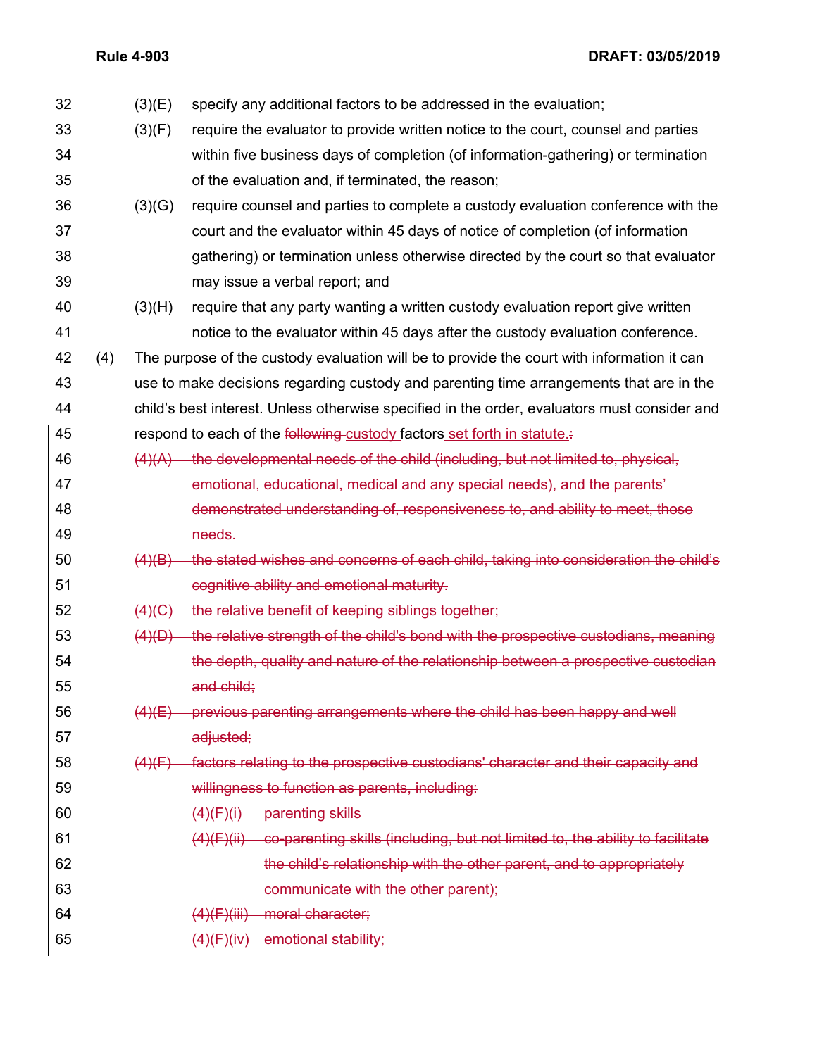(3)(E) specify any additional factors to be addressed in the evaluation;

(3)(F) require the evaluator to provide written notice to the court, counsel and parties within five business days of completion (of information-gathering) or termination of the evaluation and, if terminated, the reason;

(3)(G) require counsel and parties to complete a custody evaluation conference with the court and the evaluator within 45 days of notice of completion (of information gathering) or termination unless otherwise directed by the court so that evaluator may issue a verbal report; and

(3)(H) require that any party wanting a written custody evaluation report give written notice to the evaluator within 45 days after the custody evaluation conference.

(4) The purpose of the custody evaluation will be to provide the court with information it can use to make decisions regarding custody and parenting time arrangements that are in the child's best interest. Unless otherwise specified in the order, evaluators must consider and respond to each of the ~~following~~ custody factors set forth in statute.~~:~~

~~(4)(A) the developmental needs of the child (including, but not limited to, physical, emotional, educational, medical and any special needs), and the parents' demonstrated understanding of, responsiveness to, and ability to meet, those needs.~~

~~(4)(B) the stated wishes and concerns of each child, taking into consideration the child's cognitive ability and emotional maturity.~~

~~(4)(C) the relative benefit of keeping siblings together;~~

~~(4)(D) the relative strength of the child's bond with the prospective custodians, meaning the depth, quality and nature of the relationship between a prospective custodian and child;~~

~~(4)(E) previous parenting arrangements where the child has been happy and well adjusted;~~

~~(4)(F) factors relating to the prospective custodians' character and their capacity and willingness to function as parents, including:~~

~~(4)(F)(i) parenting skills~~

~~(4)(F)(ii) co-parenting skills (including, but not limited to, the ability to facilitate the child's relationship with the other parent, and to appropriately communicate with the other parent);~~

~~(4)(F)(iii) moral character;~~

~~(4)(F)(iv) emotional stability;~~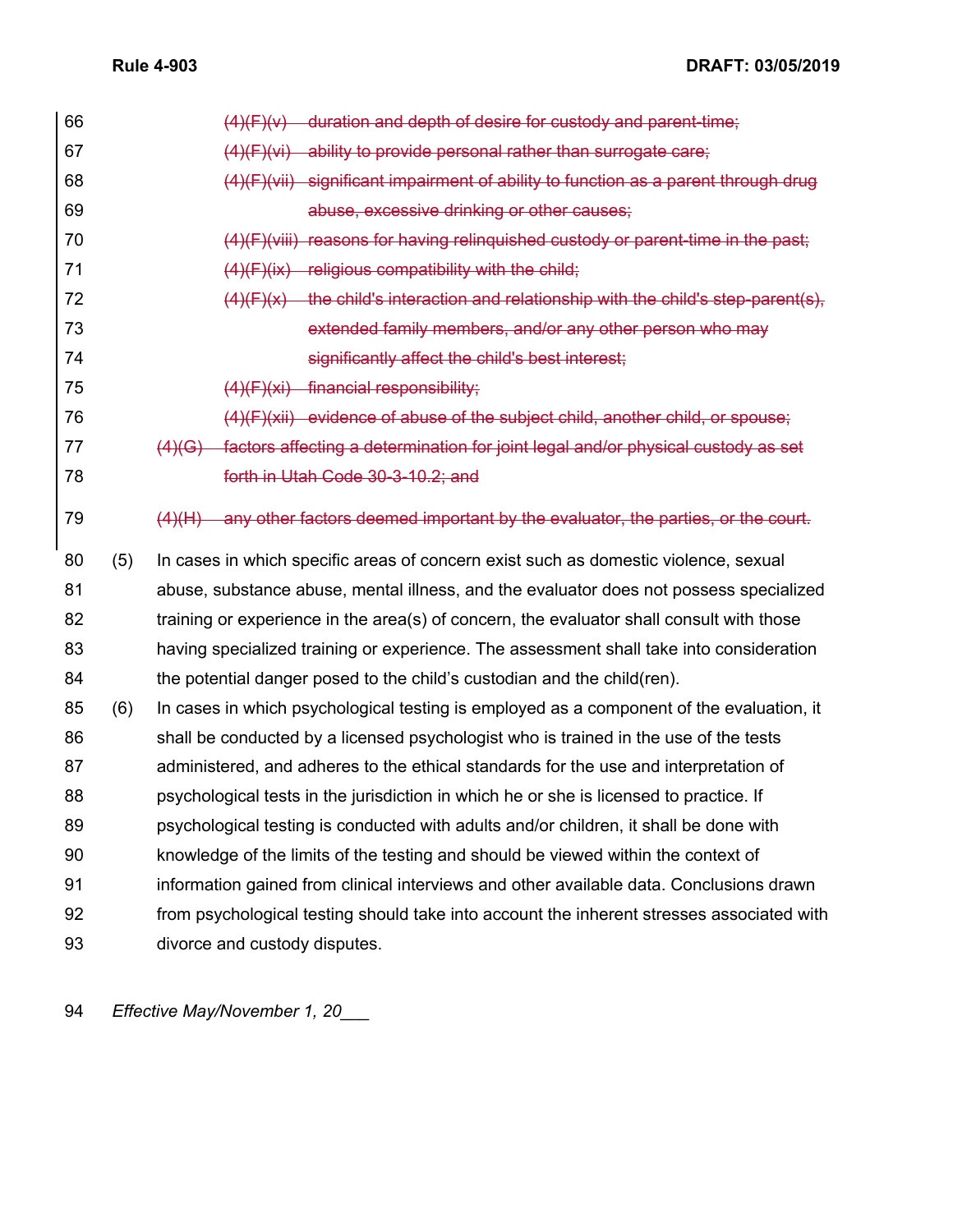~~(4)(F)(v) duration and depth of desire for custody and parent-time;~~

~~(4)(F)(vi) ability to provide personal rather than surrogate care;~~

~~(4)(F)(vii) significant impairment of ability to function as a parent through drug abuse, excessive drinking or other causes;~~

~~(4)(F)(viii) reasons for having relinquished custody or parent-time in the past;~~

~~(4)(F)(ix) religious compatibility with the child;~~

~~(4)(F)(x) the child's interaction and relationship with the child's step-parent(s), extended family members, and/or any other person who may significantly affect the child's best interest;~~

~~(4)(F)(xi) financial responsibility;~~

~~(4)(F)(xii) evidence of abuse of the subject child, another child, or spouse;~~

~~(4)(G) factors affecting a determination for joint legal and/or physical custody as set forth in Utah Code 30-3-10.2; and~~

~~(4)(H) any other factors deemed important by the evaluator, the parties, or the court.~~

(5) In cases in which specific areas of concern exist such as domestic violence, sexual abuse, substance abuse, mental illness, and the evaluator does not possess specialized training or experience in the area(s) of concern, the evaluator shall consult with those having specialized training or experience. The assessment shall take into consideration the potential danger posed to the child's custodian and the child(ren).

(6) In cases in which psychological testing is employed as a component of the evaluation, it shall be conducted by a licensed psychologist who is trained in the use of the tests administered, and adheres to the ethical standards for the use and interpretation of psychological tests in the jurisdiction in which he or she is licensed to practice. If psychological testing is conducted with adults and/or children, it shall be done with knowledge of the limits of the testing and should be viewed within the context of information gained from clinical interviews and other available data. Conclusions drawn from psychological testing should take into account the inherent stresses associated with divorce and custody disputes.

*Effective May/November 1, 20___*